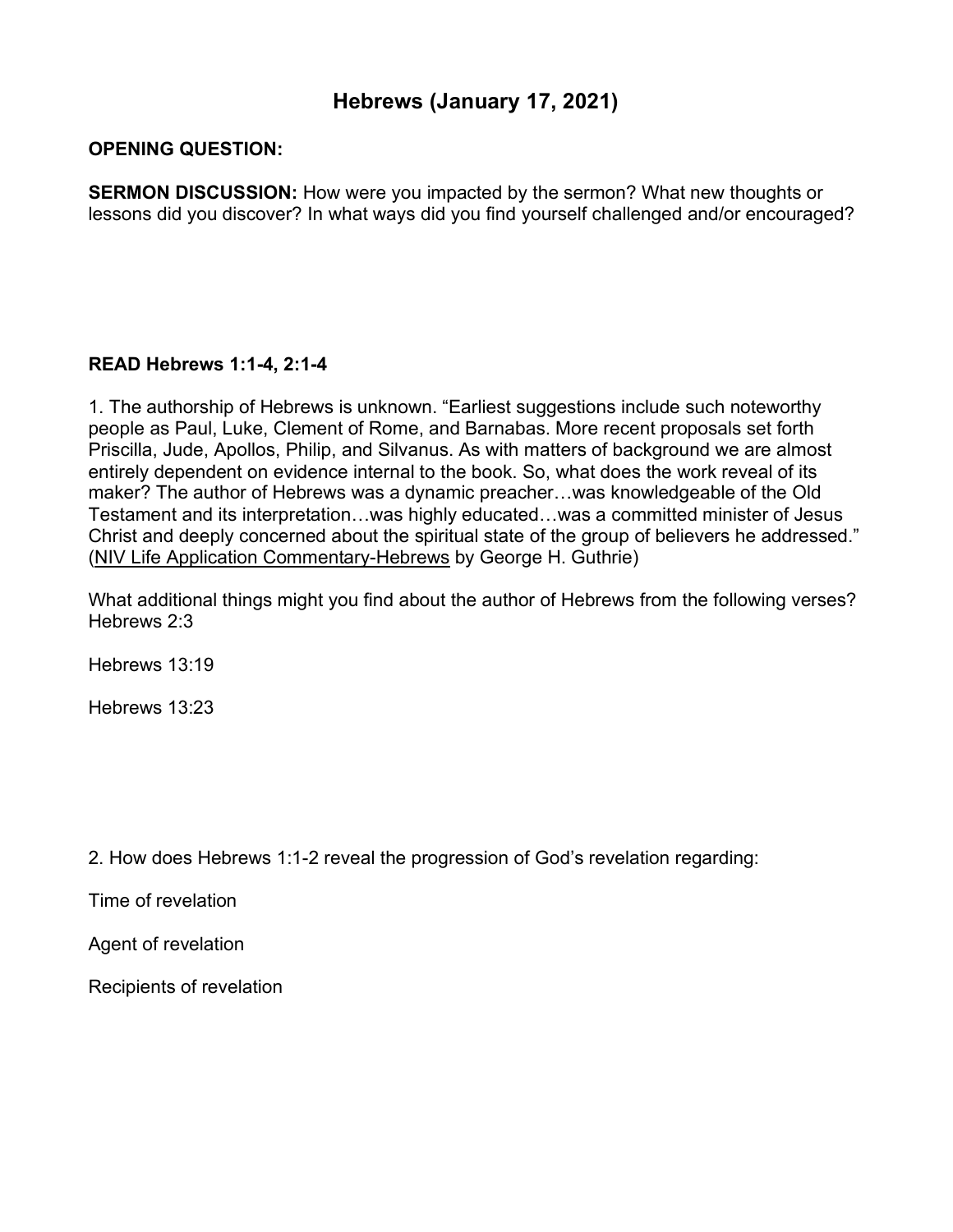# Hebrews (January 17, 2021)

**OPENING QUESTION:**

**SERMON DISCUSSION:** How were you impacted by the sermon? What new thoughts or lessons did you discover? In what ways did you find yourself challenged and/or encouraged?

**READ Hebrews 1:1-4, 2:1-4**

1. The authorship of Hebrews is unknown. "Earliest suggestions include such noteworthy people as Paul, Luke, Clement of Rome, and Barnabas. More recent proposals set forth Priscilla, Jude, Apollos, Philip, and Silvanus. As with matters of background we are almost entirely dependent on evidence internal to the book. So, what does the work reveal of its maker? The author of Hebrews was a dynamic preacher…was knowledgeable of the Old Testament and its interpretation…was highly educated…was a committed minister of Jesus Christ and deeply concerned about the spiritual state of the group of believers he addressed." (NIV Life Application Commentary-Hebrews by George H. Guthrie)

What additional things might you find about the author of Hebrews from the following verses?
Hebrews 2:3

Hebrews 13:19

Hebrews 13:23

2. How does Hebrews 1:1-2 reveal the progression of God's revelation regarding:

Time of revelation

Agent of revelation

Recipients of revelation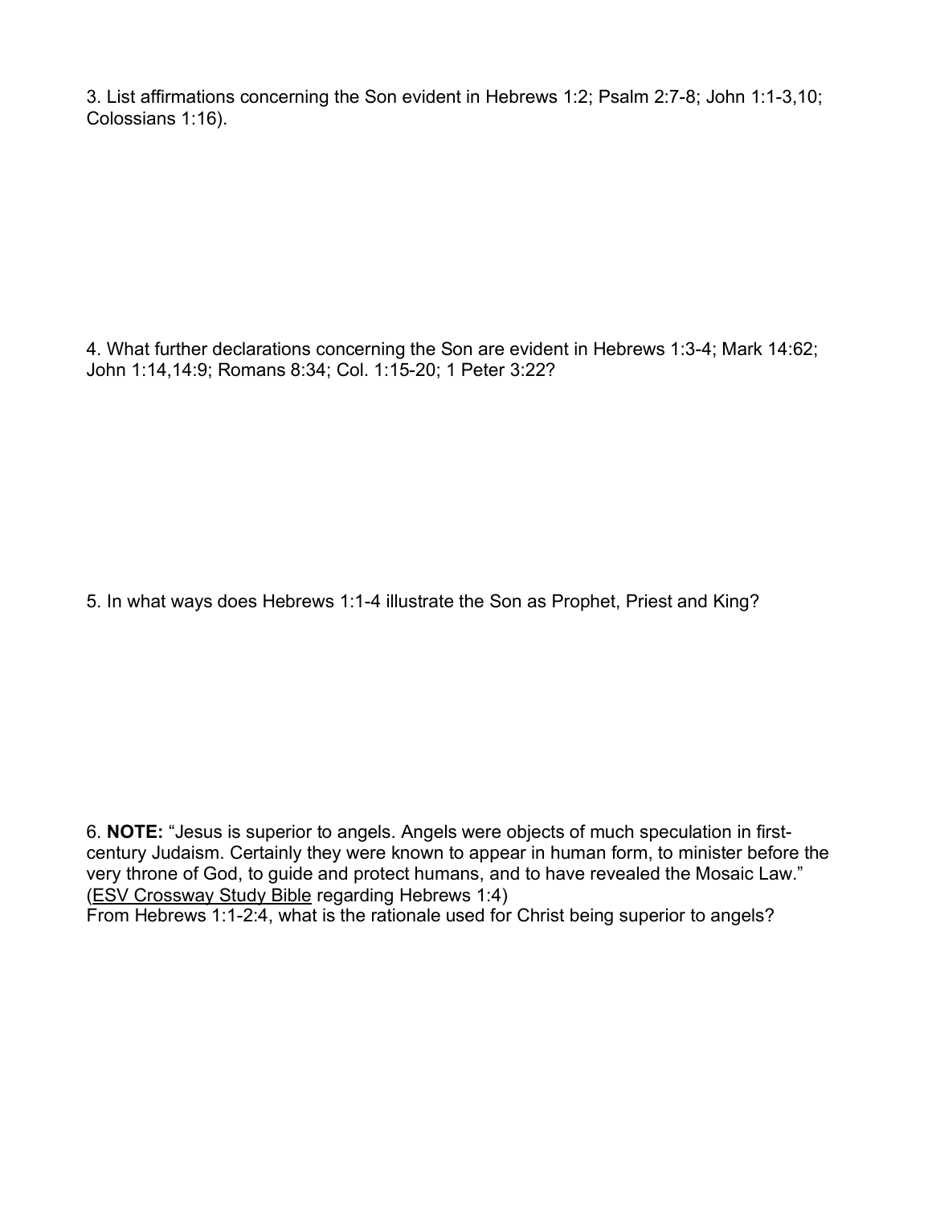3. List affirmations concerning the Son evident in Hebrews 1:2; Psalm 2:7-8; John 1:1-3,10; Colossians 1:16).

4. What further declarations concerning the Son are evident in Hebrews 1:3-4; Mark 14:62; John 1:14,14:9; Romans 8:34; Col. 1:15-20; 1 Peter 3:22?

5. In what ways does Hebrews 1:1-4 illustrate the Son as Prophet, Priest and King?

6. **NOTE:** "Jesus is superior to angels. Angels were objects of much speculation in first-century Judaism. Certainly they were known to appear in human form, to minister before the very throne of God, to guide and protect humans, and to have revealed the Mosaic Law." (<u>ESV Crossway Study Bible</u> regarding Hebrews 1:4)
From Hebrews 1:1-2:4, what is the rationale used for Christ being superior to angels?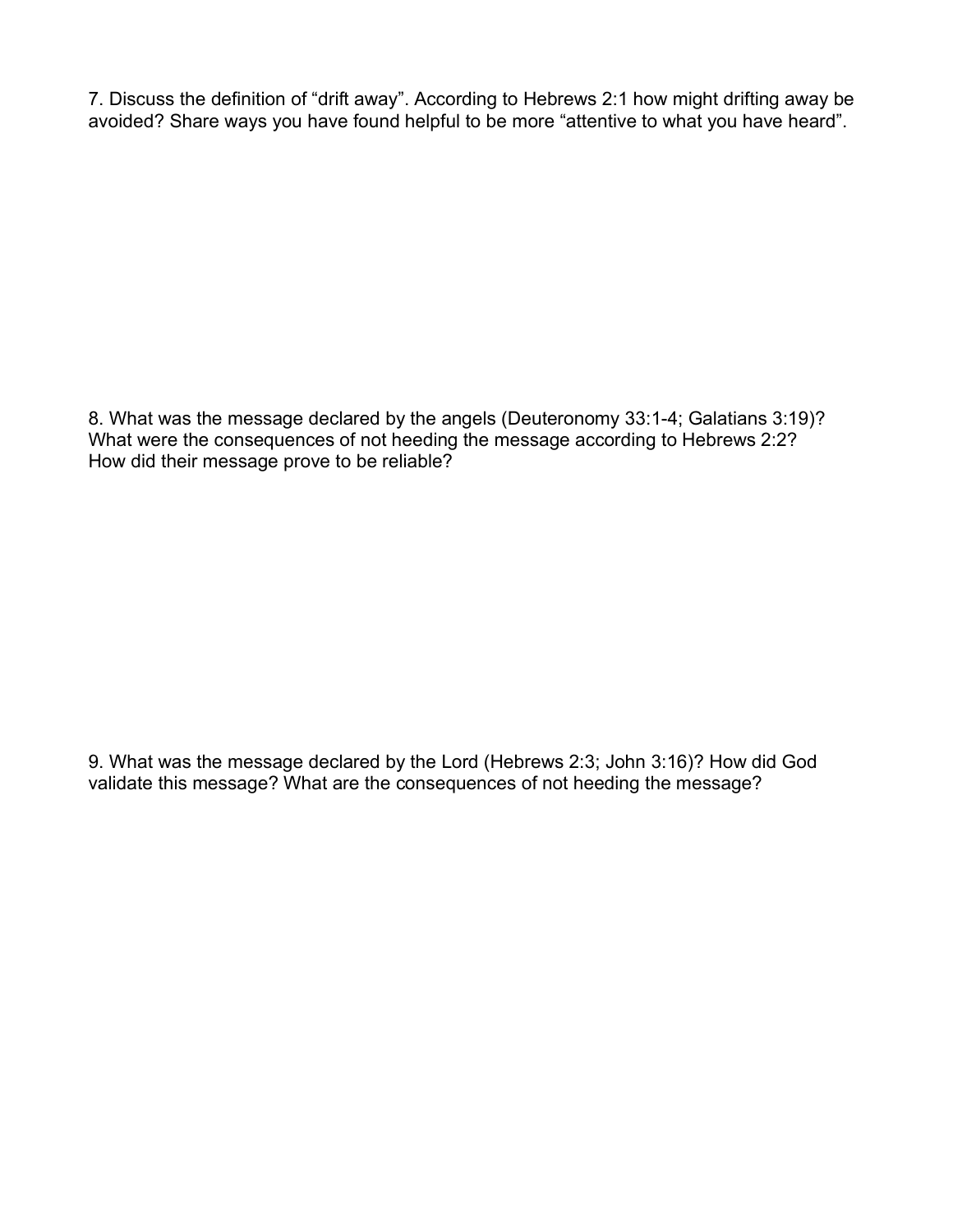7. Discuss the definition of “drift away”. According to Hebrews 2:1 how might drifting away be avoided? Share ways you have found helpful to be more “attentive to what you have heard”.

8. What was the message declared by the angels (Deuteronomy 33:1-4; Galatians 3:19)? What were the consequences of not heeding the message according to Hebrews 2:2? How did their message prove to be reliable?

9. What was the message declared by the Lord (Hebrews 2:3; John 3:16)? How did God validate this message? What are the consequences of not heeding the message?